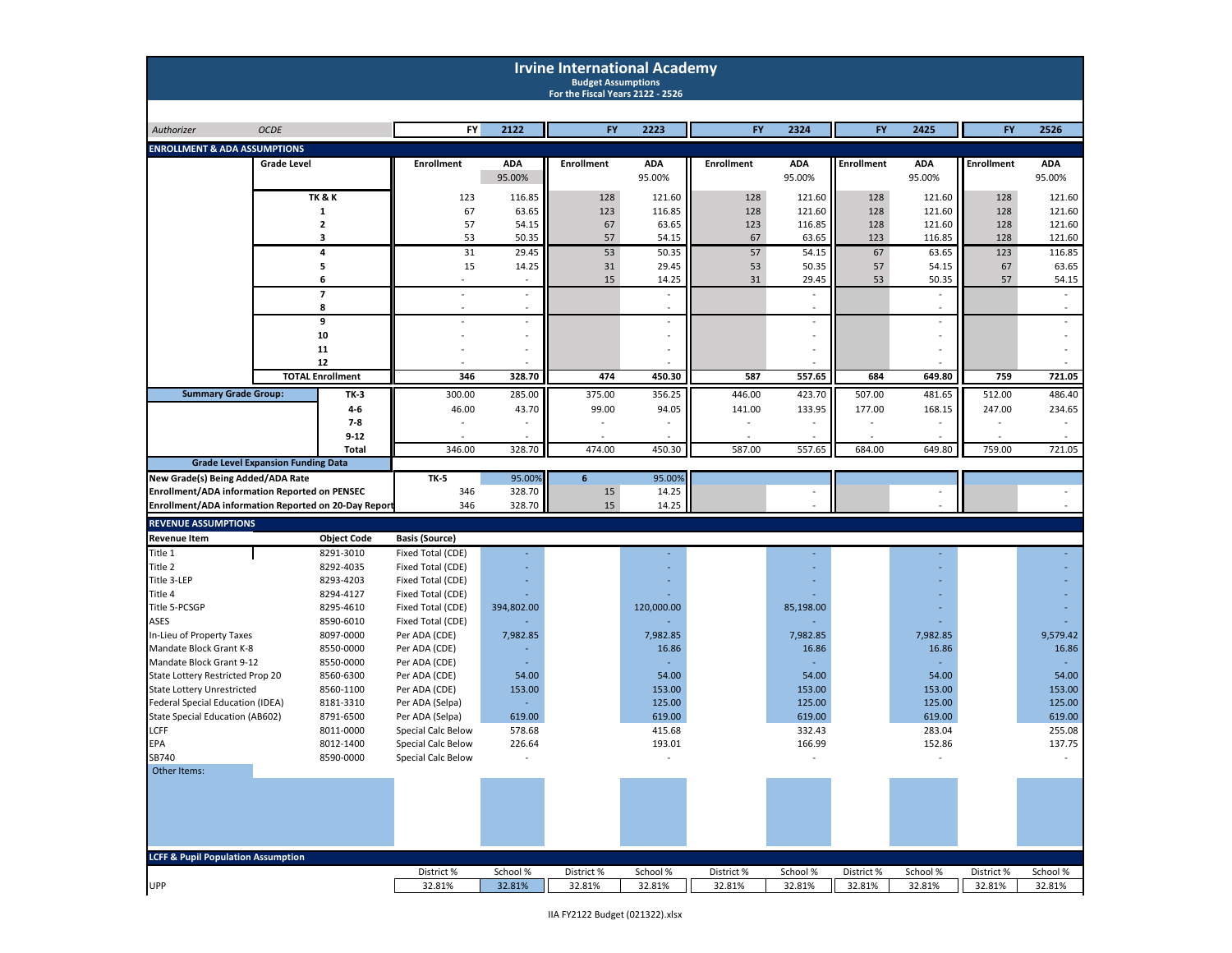# Irvine International Academy

**Budget Assumptions**
**For the Fiscal Years 2122 - 2526**

*Authorizer* *OCDE*

## ENROLLMENT & ADA ASSUMPTIONS

| Grade Level | FY 2122 Enrollment | FY 2122 ADA | FY 2223 Enrollment | FY 2223 ADA | FY 2324 Enrollment | FY 2324 ADA | FY 2425 Enrollment | FY 2425 ADA | FY 2526 Enrollment | FY 2526 ADA |
|---|---|---|---|---|---|---|---|---|---|---|
| | | 95.00% | | 95.00% | | 95.00% | | 95.00% | | 95.00% |
| TK & K | 123 | 116.85 | 128 | 121.60 | 128 | 121.60 | 128 | 121.60 | 128 | 121.60 |
| 1 | 67 | 63.65 | 123 | 116.85 | 128 | 121.60 | 128 | 121.60 | 128 | 121.60 |
| 2 | 57 | 54.15 | 67 | 63.65 | 123 | 116.85 | 128 | 121.60 | 128 | 121.60 |
| 3 | 53 | 50.35 | 57 | 54.15 | 67 | 63.65 | 123 | 116.85 | 128 | 121.60 |
| 4 | 31 | 29.45 | 53 | 50.35 | 57 | 54.15 | 67 | 63.65 | 123 | 116.85 |
| 5 | 15 | 14.25 | 31 | 29.45 | 53 | 50.35 | 57 | 54.15 | 67 | 63.65 |
| 6 | - | - | 15 | 14.25 | 31 | 29.45 | 53 | 50.35 | 57 | 54.15 |
| 7 | - | - | | - | | - | | - | | - |
| 8 | - | - | | - | | - | | - | | - |
| 9 | - | - | | - | | - | | - | | - |
| 10 | - | - | | - | | - | | - | | - |
| 11 | - | - | | - | | - | | - | | - |
| 12 | - | - | | - | | - | | - | | - |
| **TOTAL Enrollment** | **346** | **328.70** | **474** | **450.30** | **587** | **557.65** | **684** | **649.80** | **759** | **721.05** |

| Summary Grade Group: | FY 2122 Enrollment | FY 2122 ADA | FY 2223 Enrollment | FY 2223 ADA | FY 2324 Enrollment | FY 2324 ADA | FY 2425 Enrollment | FY 2425 ADA | FY 2526 Enrollment | FY 2526 ADA |
|---|---|---|---|---|---|---|---|---|---|---|
| TK-3 | 300.00 | 285.00 | 375.00 | 356.25 | 446.00 | 423.70 | 507.00 | 481.65 | 512.00 | 486.40 |
| 4-6 | 46.00 | 43.70 | 99.00 | 94.05 | 141.00 | 133.95 | 177.00 | 168.15 | 247.00 | 234.65 |
| 7-8 | - | - | - | - | - | - | - | - | - | - |
| 9-12 | - | - | - | - | - | - | - | - | - | - |
| **Total** | 346.00 | 328.70 | 474.00 | 450.30 | 587.00 | 557.65 | 684.00 | 649.80 | 759.00 | 721.05 |

**Grade Level Expansion Funding Data**

| | FY 2122 | | FY 2223 | | FY 2324 | | FY 2425 | | FY 2526 | |
|---|---|---|---|---|---|---|---|---|---|---|
| **New Grade(s) Being Added/ADA Rate** | **TK-5** | 95.00% | **6** | 95.00% | | | | | | |
| **Enrollment/ADA information Reported on PENSEC** | 346 | 328.70 | 15 | 14.25 | | - | | - | | - |
| **Enrollment/ADA information Reported on 20-Day Report** | 346 | 328.70 | 15 | 14.25 | | - | | - | | - |

## REVENUE ASSUMPTIONS

| Revenue Item | Object Code | Basis (Source) | FY 2122 | FY 2223 | FY 2324 | FY 2425 | FY 2526 |
|---|---|---|---|---|---|---|---|
| Title 1 | 8291-3010 | Fixed Total (CDE) | - | - | - | - | - |
| Title 2 | 8292-4035 | Fixed Total (CDE) | - | - | - | - | - |
| Title 3-LEP | 8293-4203 | Fixed Total (CDE) | - | - | - | - | - |
| Title 4 | 8294-4127 | Fixed Total (CDE) | - | - | - | - | - |
| Title 5-PCSGP | 8295-4610 | Fixed Total (CDE) | 394,802.00 | 120,000.00 | 85,198.00 | - | - |
| ASES | 8590-6010 | Fixed Total (CDE) | - | - | - | - | - |
| In-Lieu of Property Taxes | 8097-0000 | Per ADA (CDE) | 7,982.85 | 7,982.85 | 7,982.85 | 7,982.85 | 9,579.42 |
| Mandate Block Grant K-8 | 8550-0000 | Per ADA (CDE) | - | 16.86 | 16.86 | 16.86 | 16.86 |
| Mandate Block Grant 9-12 | 8550-0000 | Per ADA (CDE) | - | - | - | - | - |
| State Lottery Restricted Prop 20 | 8560-6300 | Per ADA (CDE) | 54.00 | 54.00 | 54.00 | 54.00 | 54.00 |
| State Lottery Unrestricted | 8560-1100 | Per ADA (CDE) | 153.00 | 153.00 | 153.00 | 153.00 | 153.00 |
| Federal Special Education (IDEA) | 8181-3310 | Per ADA (Selpa) | - | 125.00 | 125.00 | 125.00 | 125.00 |
| State Special Education (AB602) | 8791-6500 | Per ADA (Selpa) | 619.00 | 619.00 | 619.00 | 619.00 | 619.00 |
| LCFF | 8011-0000 | Special Calc Below | 578.68 | 415.68 | 332.43 | 283.04 | 255.08 |
| EPA | 8012-1400 | Special Calc Below | 226.64 | 193.01 | 166.99 | 152.86 | 137.75 |
| SB740 | 8590-0000 | Special Calc Below | - | - | - | - | - |
| Other Items: | | | | | | | |

## LCFF & Pupil Population Assumption

| | FY 2122 District % | FY 2122 School % | FY 2223 District % | FY 2223 School % | FY 2324 District % | FY 2324 School % | FY 2425 District % | FY 2425 School % | FY 2526 District % | FY 2526 School % |
|---|---|---|---|---|---|---|---|---|---|---|
| UPP | 32.81% | 32.81% | 32.81% | 32.81% | 32.81% | 32.81% | 32.81% | 32.81% | 32.81% | 32.81% |

IIA FY2122 Budget (021322).xlsx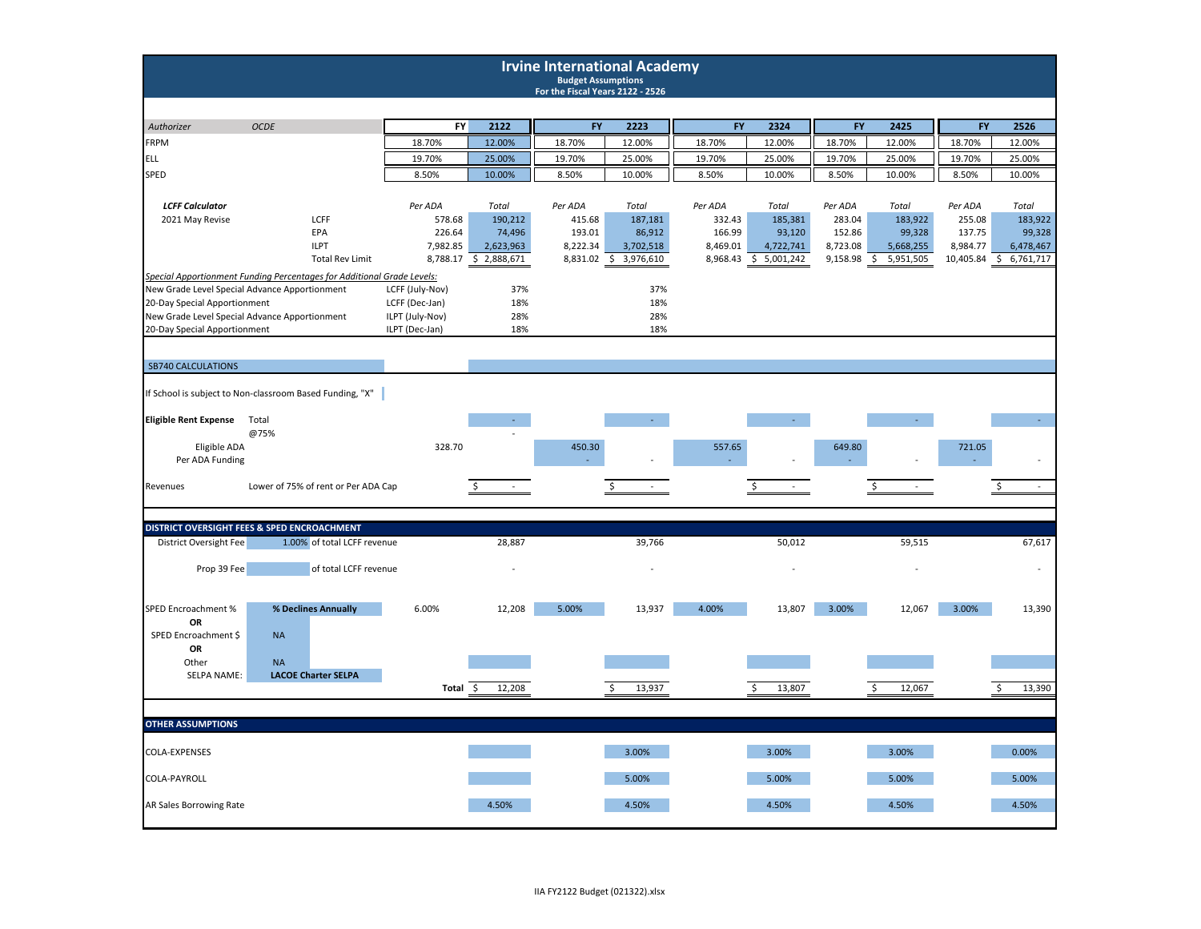# Irvine International Academy

**Budget Assumptions**
**For the Fiscal Years 2122 - 2526**

| Authorizer | OCDE | | FY | 2122 | FY | 2223 | FY | 2324 | FY | 2425 | FY | 2526 |
|---|---|---|---|---|---|---|---|---|---|---|---|---|
| FRPM | | | 18.70% | 12.00% | 18.70% | 12.00% | 18.70% | 12.00% | 18.70% | 12.00% | 18.70% | 12.00% |
| ELL | | | 19.70% | 25.00% | 19.70% | 25.00% | 19.70% | 25.00% | 19.70% | 25.00% | 19.70% | 25.00% |
| SPED | | | 8.50% | 10.00% | 8.50% | 10.00% | 8.50% | 10.00% | 8.50% | 10.00% | 8.50% | 10.00% |
| ***LCFF Calculator*** | | | *Per ADA* | *Total* | *Per ADA* | *Total* | *Per ADA* | *Total* | *Per ADA* | *Total* | *Per ADA* | *Total* |
| 2021 May Revise | LCFF | | 578.68 | 190,212 | 415.68 | 187,181 | 332.43 | 185,381 | 283.04 | 183,922 | 255.08 | 183,922 |
| | EPA | | 226.64 | 74,496 | 193.01 | 86,912 | 166.99 | 93,120 | 152.86 | 99,328 | 137.75 | 99,328 |
| | ILPT | | 7,982.85 | 2,623,963 | 8,222.34 | 3,702,518 | 8,469.01 | 4,722,741 | 8,723.08 | 5,668,255 | 8,984.77 | 6,478,467 |
| | Total Rev Limit | | 8,788.17 | $ 2,888,671 | 8,831.02 | $ 3,976,610 | 8,968.43 | $ 5,001,242 | 9,158.98 | $ 5,951,505 | 10,405.84 | $ 6,761,717 |
| *Special Apportionment Funding Percentages for Additional Grade Levels:* | | | | | | | | | | | | |
| New Grade Level Special Advance Apportionment | | LCFF (July-Nov) | | 37% | | 37% | | | | | | |
| 20-Day Special Apportionment | | LCFF (Dec-Jan) | | 18% | | 18% | | | | | | |
| New Grade Level Special Advance Apportionment | | ILPT (July-Nov) | | 28% | | 28% | | | | | | |
| 20-Day Special Apportionment | | ILPT (Dec-Jan) | | 18% | | 18% | | | | | | |

## SB740 CALCULATIONS

| | | | | | | | | | | | | |
|---|---|---|---|---|---|---|---|---|---|---|---|---|
| If School is subject to Non-classroom Based Funding, "X" | | | | | | | | | | | | |
| **Eligible Rent Expense** | Total | | | - | | - | | - | | - | | - |
| | @75% | | | - | | | | | | | | |
| Eligible ADA | | | 328.70 | | 450.30 | | 557.65 | | 649.80 | | 721.05 | |
| Per ADA Funding | | | | | - | - | - | - | - | - | - | - |
| Revenues | Lower of 75% of rent or Per ADA Cap | | | $ - | | $ - | | $ - | | $ - | | $ - |

## DISTRICT OVERSIGHT FEES & SPED ENCROACHMENT

| | | | | | | | | | | | | |
|---|---|---|---|---|---|---|---|---|---|---|---|---|
| District Oversight Fee | 1.00% | of total LCFF revenue | | 28,887 | | 39,766 | | 50,012 | | 59,515 | | 67,617 |
| Prop 39 Fee | | of total LCFF revenue | | - | | - | | - | | - | | - |
| SPED Encroachment % | **% Declines Annually** | | 6.00% | 12,208 | 5.00% | 13,937 | 4.00% | 13,807 | 3.00% | 12,067 | 3.00% | 13,390 |
| **OR** | | | | | | | | | | | | |
| SPED Encroachment $ | NA | | | | | | | | | | | |
| **OR** | | | | | | | | | | | | |
| Other | NA | | | | | | | | | | | |
| SELPA NAME: | **LACOE Charter SELPA** | | | | | | | | | | | |
| | | | **Total** | $ 12,208 | | $ 13,937 | | $ 13,807 | | $ 12,067 | | $ 13,390 |

## OTHER ASSUMPTIONS

| | 2122 | 2223 | 2324 | 2425 | 2526 |
|---|---|---|---|---|---|
| COLA-EXPENSES | | 3.00% | 3.00% | 3.00% | 0.00% |
| COLA-PAYROLL | | 5.00% | 5.00% | 5.00% | 5.00% |
| AR Sales Borrowing Rate | 4.50% | 4.50% | 4.50% | 4.50% | 4.50% |

IIA FY2122 Budget (021322).xlsx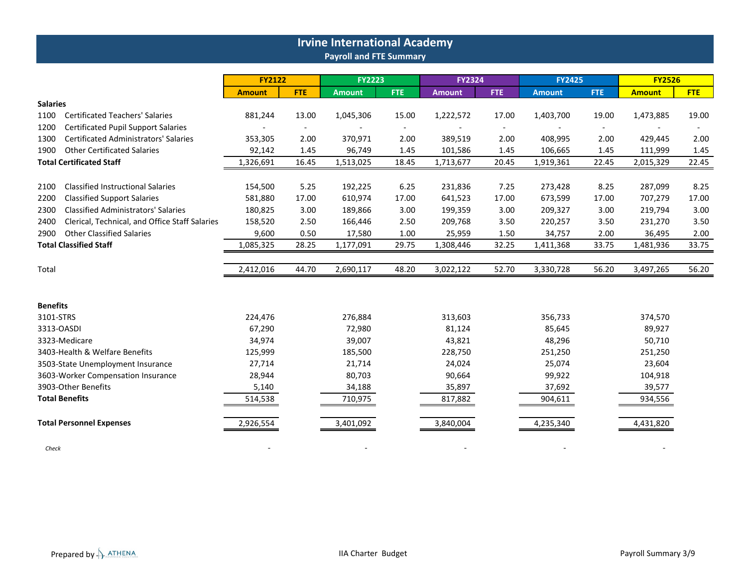# Irvine International Academy

## Payroll and FTE Summary

| | FY2122 | | FY2223 | | FY2324 | | FY2425 | | FY2526 | |
|---|---|---|---|---|---|---|---|---|---|---|
| | Amount | FTE | Amount | FTE | Amount | FTE | Amount | FTE | Amount | FTE |
| **Salaries** | | | | | | | | | | |
| 1100 Certificated Teachers' Salaries | 881,244 | 13.00 | 1,045,306 | 15.00 | 1,222,572 | 17.00 | 1,403,700 | 19.00 | 1,473,885 | 19.00 |
| 1200 Certificated Pupil Support Salaries | - | - | - | - | - | - | - | - | - | - |
| 1300 Certificated Administrators' Salaries | 353,305 | 2.00 | 370,971 | 2.00 | 389,519 | 2.00 | 408,995 | 2.00 | 429,445 | 2.00 |
| 1900 Other Certificated Salaries | 92,142 | 1.45 | 96,749 | 1.45 | 101,586 | 1.45 | 106,665 | 1.45 | 111,999 | 1.45 |
| **Total Certificated Staff** | 1,326,691 | 16.45 | 1,513,025 | 18.45 | 1,713,677 | 20.45 | 1,919,361 | 22.45 | 2,015,329 | 22.45 |
| | | | | | | | | | | |
| 2100 Classified Instructional Salaries | 154,500 | 5.25 | 192,225 | 6.25 | 231,836 | 7.25 | 273,428 | 8.25 | 287,099 | 8.25 |
| 2200 Classified Support Salaries | 581,880 | 17.00 | 610,974 | 17.00 | 641,523 | 17.00 | 673,599 | 17.00 | 707,279 | 17.00 |
| 2300 Classified Administrators' Salaries | 180,825 | 3.00 | 189,866 | 3.00 | 199,359 | 3.00 | 209,327 | 3.00 | 219,794 | 3.00 |
| 2400 Clerical, Technical, and Office Staff Salaries | 158,520 | 2.50 | 166,446 | 2.50 | 209,768 | 3.50 | 220,257 | 3.50 | 231,270 | 3.50 |
| 2900 Other Classified Salaries | 9,600 | 0.50 | 17,580 | 1.00 | 25,959 | 1.50 | 34,757 | 2.00 | 36,495 | 2.00 |
| **Total Classified Staff** | 1,085,325 | 28.25 | 1,177,091 | 29.75 | 1,308,446 | 32.25 | 1,411,368 | 33.75 | 1,481,936 | 33.75 |
| | | | | | | | | | | |
| Total | 2,412,016 | 44.70 | 2,690,117 | 48.20 | 3,022,122 | 52.70 | 3,330,728 | 56.20 | 3,497,265 | 56.20 |
| | | | | | | | | | | |
| **Benefits** | | | | | | | | | | |
| 3101-STRS | 224,476 | | 276,884 | | 313,603 | | 356,733 | | 374,570 | |
| 3313-OASDI | 67,290 | | 72,980 | | 81,124 | | 85,645 | | 89,927 | |
| 3323-Medicare | 34,974 | | 39,007 | | 43,821 | | 48,296 | | 50,710 | |
| 3403-Health & Welfare Benefits | 125,999 | | 185,500 | | 228,750 | | 251,250 | | 251,250 | |
| 3503-State Unemployment Insurance | 27,714 | | 21,714 | | 24,024 | | 25,074 | | 23,604 | |
| 3603-Worker Compensation Insurance | 28,944 | | 80,703 | | 90,664 | | 99,922 | | 104,918 | |
| 3903-Other Benefits | 5,140 | | 34,188 | | 35,897 | | 37,692 | | 39,577 | |
| **Total Benefits** | 514,538 | | 710,975 | | 817,882 | | 904,611 | | 934,556 | |
| | | | | | | | | | | |
| **Total Personnel Expenses** | 2,926,554 | | 3,401,092 | | 3,840,004 | | 4,235,340 | | 4,431,820 | |
| | | | | | | | | | | |
| *Check* | - | | - | | - | | - | | - | |

Prepared by ATHENA

IIA Charter Budget

Payroll Summary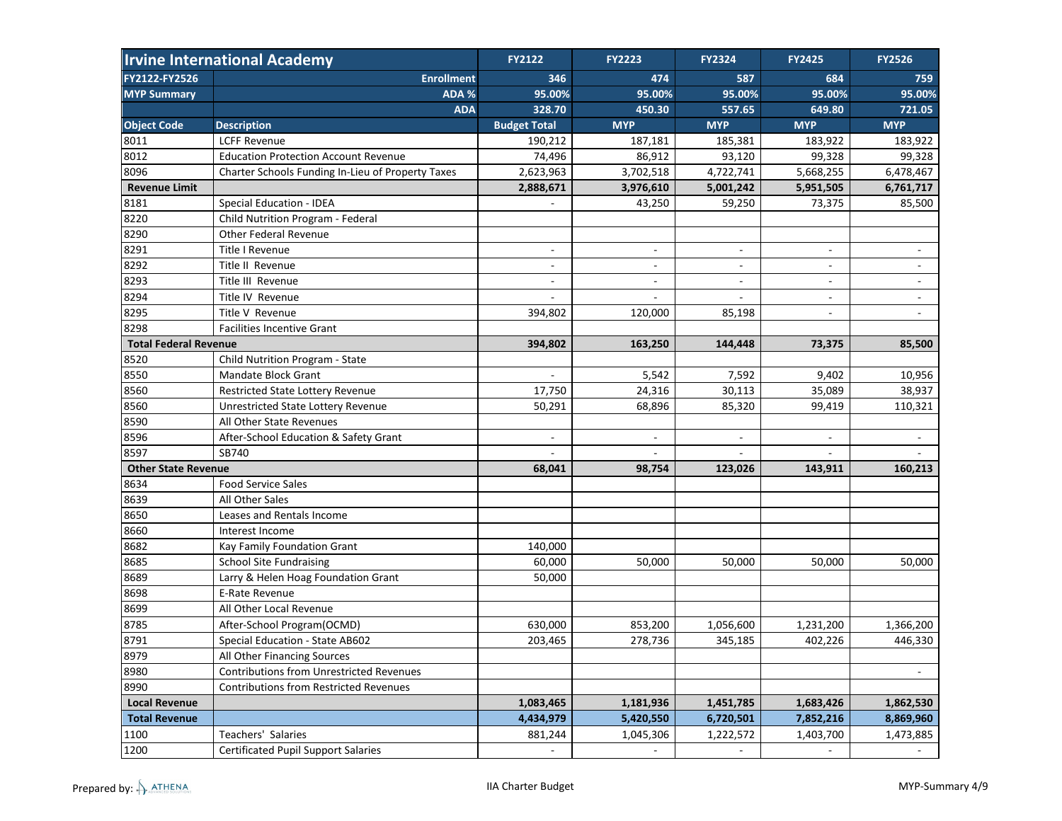| Irvine International Academy | | FY2122 | FY2223 | FY2324 | FY2425 | FY2526 |
|---|---|---|---|---|---|---|
| FY2122-FY2526 | Enrollment | 346 | 474 | 587 | 684 | 759 |
| MYP Summary | ADA % | 95.00% | 95.00% | 95.00% | 95.00% | 95.00% |
| | ADA | 328.70 | 450.30 | 557.65 | 649.80 | 721.05 |
| **Object Code** | **Description** | **Budget Total** | **MYP** | **MYP** | **MYP** | **MYP** |
| 8011 | LCFF Revenue | 190,212 | 187,181 | 185,381 | 183,922 | 183,922 |
| 8012 | Education Protection Account Revenue | 74,496 | 86,912 | 93,120 | 99,328 | 99,328 |
| 8096 | Charter Schools Funding In-Lieu of Property Taxes | 2,623,963 | 3,702,518 | 4,722,741 | 5,668,255 | 6,478,467 |
| **Revenue Limit** | | **2,888,671** | **3,976,610** | **5,001,242** | **5,951,505** | **6,761,717** |
| 8181 | Special Education - IDEA | - | 43,250 | 59,250 | 73,375 | 85,500 |
| 8220 | Child Nutrition Program - Federal | | | | | |
| 8290 | Other Federal Revenue | | | | | |
| 8291 | Title I Revenue | - | - | - | - | - |
| 8292 | Title II Revenue | - | - | - | - | - |
| 8293 | Title III Revenue | - | - | - | - | - |
| 8294 | Title IV Revenue | - | - | - | - | - |
| 8295 | Title V Revenue | 394,802 | 120,000 | 85,198 | - | - |
| 8298 | Facilities Incentive Grant | | | | | |
| **Total Federal Revenue** | | **394,802** | **163,250** | **144,448** | **73,375** | **85,500** |
| 8520 | Child Nutrition Program - State | | | | | |
| 8550 | Mandate Block Grant | - | 5,542 | 7,592 | 9,402 | 10,956 |
| 8560 | Restricted State Lottery Revenue | 17,750 | 24,316 | 30,113 | 35,089 | 38,937 |
| 8560 | Unrestricted State Lottery Revenue | 50,291 | 68,896 | 85,320 | 99,419 | 110,321 |
| 8590 | All Other State Revenues | | | | | |
| 8596 | After-School Education & Safety Grant | - | - | - | - | - |
| 8597 | SB740 | - | - | - | - | - |
| **Other State Revenue** | | **68,041** | **98,754** | **123,026** | **143,911** | **160,213** |
| 8634 | Food Service Sales | | | | | |
| 8639 | All Other Sales | | | | | |
| 8650 | Leases and Rentals Income | | | | | |
| 8660 | Interest Income | | | | | |
| 8682 | Kay Family Foundation Grant | 140,000 | | | | |
| 8685 | School Site Fundraising | 60,000 | 50,000 | 50,000 | 50,000 | 50,000 |
| 8689 | Larry & Helen Hoag Foundation Grant | 50,000 | | | | |
| 8698 | E-Rate Revenue | | | | | |
| 8699 | All Other Local Revenue | | | | | |
| 8785 | After-School Program(OCMD) | 630,000 | 853,200 | 1,056,600 | 1,231,200 | 1,366,200 |
| 8791 | Special Education - State AB602 | 203,465 | 278,736 | 345,185 | 402,226 | 446,330 |
| 8979 | All Other Financing Sources | | | | | |
| 8980 | Contributions from Unrestricted Revenues | | | | | - |
| 8990 | Contributions from Restricted Revenues | | | | | |
| **Local Revenue** | | **1,083,465** | **1,181,936** | **1,451,785** | **1,683,426** | **1,862,530** |
| **Total Revenue** | | **4,434,979** | **5,420,550** | **6,720,501** | **7,852,216** | **8,869,960** |
| 1100 | Teachers' Salaries | 881,244 | 1,045,306 | 1,222,572 | 1,403,700 | 1,473,885 |
| 1200 | Certificated Pupil Support Salaries | - | - | - | - | - |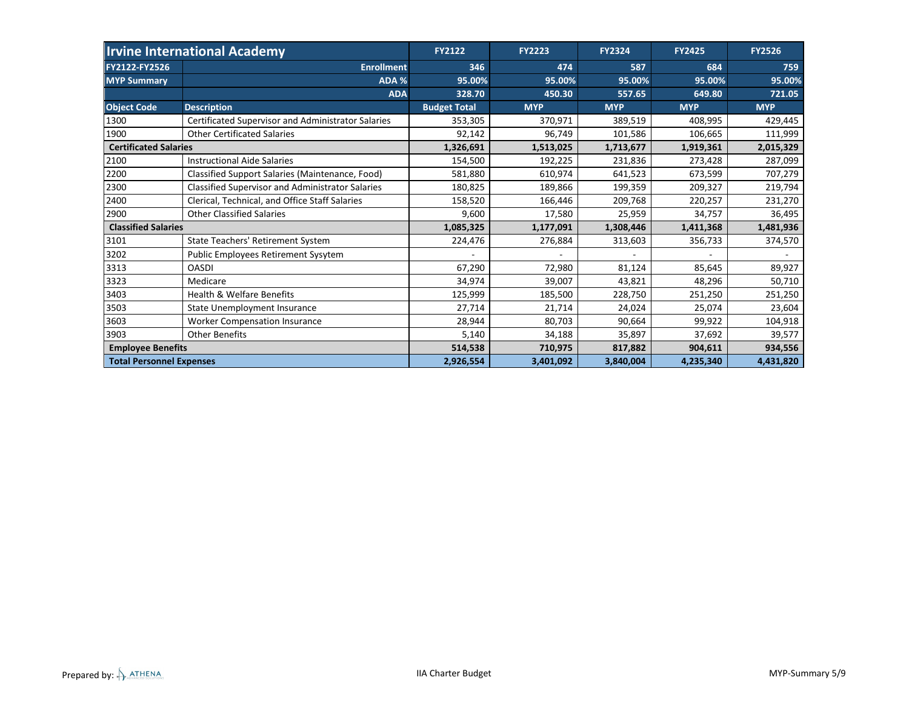| Irvine International Academy | | FY2122 | FY2223 | FY2324 | FY2425 | FY2526 |
|---|---|---|---|---|---|---|
| FY2122-FY2526 | Enrollment | 346 | 474 | 587 | 684 | 759 |
| MYP Summary | ADA % | 95.00% | 95.00% | 95.00% | 95.00% | 95.00% |
| | ADA | 328.70 | 450.30 | 557.65 | 649.80 | 721.05 |
| **Object Code** | **Description** | **Budget Total** | **MYP** | **MYP** | **MYP** | **MYP** |
| 1300 | Certificated Supervisor and Administrator Salaries | 353,305 | 370,971 | 389,519 | 408,995 | 429,445 |
| 1900 | Other Certificated Salaries | 92,142 | 96,749 | 101,586 | 106,665 | 111,999 |
| **Certificated Salaries** | | **1,326,691** | **1,513,025** | **1,713,677** | **1,919,361** | **2,015,329** |
| 2100 | Instructional Aide Salaries | 154,500 | 192,225 | 231,836 | 273,428 | 287,099 |
| 2200 | Classified Support Salaries (Maintenance, Food) | 581,880 | 610,974 | 641,523 | 673,599 | 707,279 |
| 2300 | Classified Supervisor and Administrator Salaries | 180,825 | 189,866 | 199,359 | 209,327 | 219,794 |
| 2400 | Clerical, Technical, and Office Staff Salaries | 158,520 | 166,446 | 209,768 | 220,257 | 231,270 |
| 2900 | Other Classified Salaries | 9,600 | 17,580 | 25,959 | 34,757 | 36,495 |
| **Classified Salaries** | | **1,085,325** | **1,177,091** | **1,308,446** | **1,411,368** | **1,481,936** |
| 3101 | State Teachers' Retirement System | 224,476 | 276,884 | 313,603 | 356,733 | 374,570 |
| 3202 | Public Employees Retirement Sysytem | - | - | - | - | - |
| 3313 | OASDI | 67,290 | 72,980 | 81,124 | 85,645 | 89,927 |
| 3323 | Medicare | 34,974 | 39,007 | 43,821 | 48,296 | 50,710 |
| 3403 | Health & Welfare Benefits | 125,999 | 185,500 | 228,750 | 251,250 | 251,250 |
| 3503 | State Unemployment Insurance | 27,714 | 21,714 | 24,024 | 25,074 | 23,604 |
| 3603 | Worker Compensation Insurance | 28,944 | 80,703 | 90,664 | 99,922 | 104,918 |
| 3903 | Other Benefits | 5,140 | 34,188 | 35,897 | 37,692 | 39,577 |
| **Employee Benefits** | | **514,538** | **710,975** | **817,882** | **904,611** | **934,556** |
| **Total Personnel Expenses** | | **2,926,554** | **3,401,092** | **3,840,004** | **4,235,340** | **4,431,820** |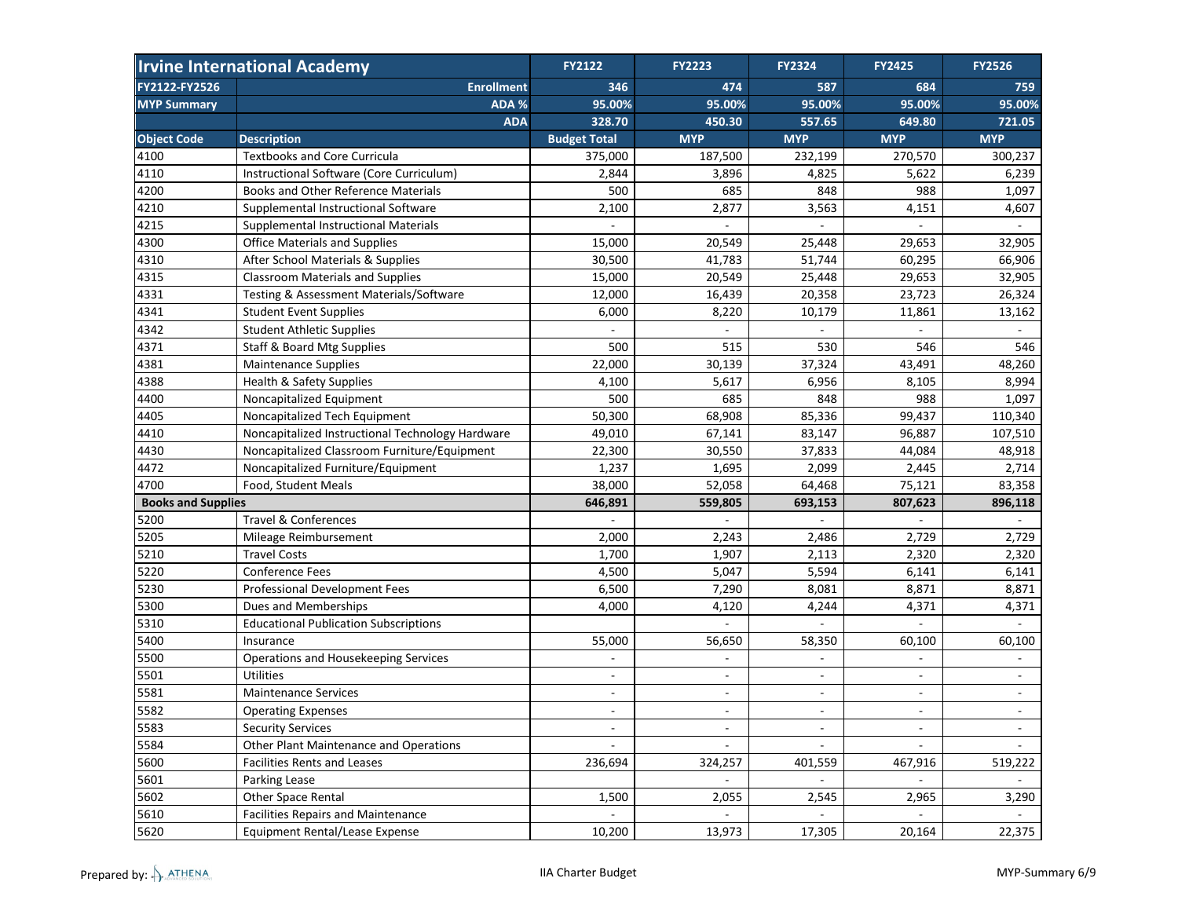| Irvine International Academy | | FY2122 | FY2223 | FY2324 | FY2425 | FY2526 |
|---|---|---|---|---|---|---|
| FY2122-FY2526 | Enrollment | 346 | 474 | 587 | 684 | 759 |
| MYP Summary | ADA % | 95.00% | 95.00% | 95.00% | 95.00% | 95.00% |
| | ADA | 328.70 | 450.30 | 557.65 | 649.80 | 721.05 |
| Object Code | Description | Budget Total | MYP | MYP | MYP | MYP |
| 4100 | Textbooks and Core Curricula | 375,000 | 187,500 | 232,199 | 270,570 | 300,237 |
| 4110 | Instructional Software (Core Curriculum) | 2,844 | 3,896 | 4,825 | 5,622 | 6,239 |
| 4200 | Books and Other Reference Materials | 500 | 685 | 848 | 988 | 1,097 |
| 4210 | Supplemental Instructional Software | 2,100 | 2,877 | 3,563 | 4,151 | 4,607 |
| 4215 | Supplemental Instructional Materials | - | - | - | - | - |
| 4300 | Office Materials and Supplies | 15,000 | 20,549 | 25,448 | 29,653 | 32,905 |
| 4310 | After School Materials & Supplies | 30,500 | 41,783 | 51,744 | 60,295 | 66,906 |
| 4315 | Classroom Materials and Supplies | 15,000 | 20,549 | 25,448 | 29,653 | 32,905 |
| 4331 | Testing & Assessment Materials/Software | 12,000 | 16,439 | 20,358 | 23,723 | 26,324 |
| 4341 | Student Event Supplies | 6,000 | 8,220 | 10,179 | 11,861 | 13,162 |
| 4342 | Student Athletic Supplies | - | - | - | - | - |
| 4371 | Staff & Board Mtg Supplies | 500 | 515 | 530 | 546 | 546 |
| 4381 | Maintenance Supplies | 22,000 | 30,139 | 37,324 | 43,491 | 48,260 |
| 4388 | Health & Safety Supplies | 4,100 | 5,617 | 6,956 | 8,105 | 8,994 |
| 4400 | Noncapitalized Equipment | 500 | 685 | 848 | 988 | 1,097 |
| 4405 | Noncapitalized Tech Equipment | 50,300 | 68,908 | 85,336 | 99,437 | 110,340 |
| 4410 | Noncapitalized Instructional Technology Hardware | 49,010 | 67,141 | 83,147 | 96,887 | 107,510 |
| 4430 | Noncapitalized Classroom Furniture/Equipment | 22,300 | 30,550 | 37,833 | 44,084 | 48,918 |
| 4472 | Noncapitalized Furniture/Equipment | 1,237 | 1,695 | 2,099 | 2,445 | 2,714 |
| 4700 | Food, Student Meals | 38,000 | 52,058 | 64,468 | 75,121 | 83,358 |
| **Books and Supplies** | | **646,891** | **559,805** | **693,153** | **807,623** | **896,118** |
| 5200 | Travel & Conferences | - | - | - | - | - |
| 5205 | Mileage Reimbursement | 2,000 | 2,243 | 2,486 | 2,729 | 2,729 |
| 5210 | Travel Costs | 1,700 | 1,907 | 2,113 | 2,320 | 2,320 |
| 5220 | Conference Fees | 4,500 | 5,047 | 5,594 | 6,141 | 6,141 |
| 5230 | Professional Development Fees | 6,500 | 7,290 | 8,081 | 8,871 | 8,871 |
| 5300 | Dues and Memberships | 4,000 | 4,120 | 4,244 | 4,371 | 4,371 |
| 5310 | Educational Publication Subscriptions | | - | - | - | - |
| 5400 | Insurance | 55,000 | 56,650 | 58,350 | 60,100 | 60,100 |
| 5500 | Operations and Housekeeping Services | - | - | - | - | - |
| 5501 | Utilities | - | - | - | - | - |
| 5581 | Maintenance Services | - | - | - | - | - |
| 5582 | Operating Expenses | - | - | - | - | - |
| 5583 | Security Services | - | - | - | - | - |
| 5584 | Other Plant Maintenance and Operations | - | - | - | - | - |
| 5600 | Facilities Rents and Leases | 236,694 | 324,257 | 401,559 | 467,916 | 519,222 |
| 5601 | Parking Lease | | - | - | - | - |
| 5602 | Other Space Rental | 1,500 | 2,055 | 2,545 | 2,965 | 3,290 |
| 5610 | Facilities Repairs and Maintenance | - | - | - | - | - |
| 5620 | Equipment Rental/Lease Expense | 10,200 | 13,973 | 17,305 | 20,164 | 22,375 |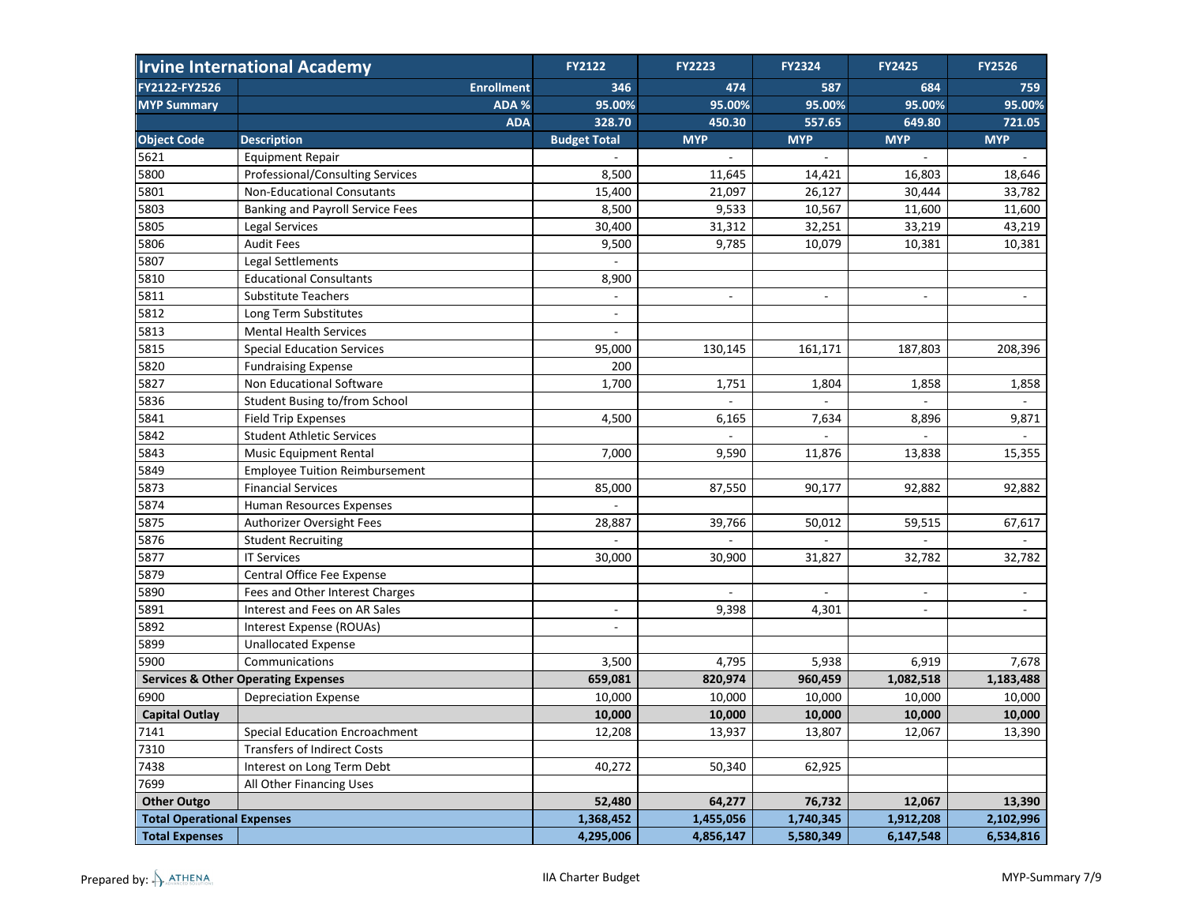| Irvine International Academy | | FY2122 | FY2223 | FY2324 | FY2425 | FY2526 |
|---|---|---|---|---|---|---|
| FY2122-FY2526 | Enrollment | 346 | 474 | 587 | 684 | 759 |
| MYP Summary | ADA % | 95.00% | 95.00% | 95.00% | 95.00% | 95.00% |
| | ADA | 328.70 | 450.30 | 557.65 | 649.80 | 721.05 |
| Object Code | Description | Budget Total | MYP | MYP | MYP | MYP |
| 5621 | Equipment Repair | - | - | - | - | - |
| 5800 | Professional/Consulting Services | 8,500 | 11,645 | 14,421 | 16,803 | 18,646 |
| 5801 | Non-Educational Consutants | 15,400 | 21,097 | 26,127 | 30,444 | 33,782 |
| 5803 | Banking and Payroll Service Fees | 8,500 | 9,533 | 10,567 | 11,600 | 11,600 |
| 5805 | Legal Services | 30,400 | 31,312 | 32,251 | 33,219 | 43,219 |
| 5806 | Audit Fees | 9,500 | 9,785 | 10,079 | 10,381 | 10,381 |
| 5807 | Legal Settlements | - | | | | |
| 5810 | Educational Consultants | 8,900 | | | | |
| 5811 | Substitute Teachers | - | - | - | - | - |
| 5812 | Long Term Substitutes | - | | | | |
| 5813 | Mental Health Services | - | | | | |
| 5815 | Special Education Services | 95,000 | 130,145 | 161,171 | 187,803 | 208,396 |
| 5820 | Fundraising Expense | 200 | | | | |
| 5827 | Non Educational Software | 1,700 | 1,751 | 1,804 | 1,858 | 1,858 |
| 5836 | Student Busing to/from School | | - | - | - | - |
| 5841 | Field Trip Expenses | 4,500 | 6,165 | 7,634 | 8,896 | 9,871 |
| 5842 | Student Athletic Services | | - | - | - | - |
| 5843 | Music Equipment Rental | 7,000 | 9,590 | 11,876 | 13,838 | 15,355 |
| 5849 | Employee Tuition Reimbursement | | | | | |
| 5873 | Financial Services | 85,000 | 87,550 | 90,177 | 92,882 | 92,882 |
| 5874 | Human Resources Expenses | - | | | | |
| 5875 | Authorizer Oversight Fees | 28,887 | 39,766 | 50,012 | 59,515 | 67,617 |
| 5876 | Student Recruiting | - | - | - | - | - |
| 5877 | IT Services | 30,000 | 30,900 | 31,827 | 32,782 | 32,782 |
| 5879 | Central Office Fee Expense | | | | | |
| 5890 | Fees and Other Interest Charges | | - | - | - | - |
| 5891 | Interest and Fees on AR Sales | - | 9,398 | 4,301 | - | - |
| 5892 | Interest Expense (ROUAs) | - | | | | |
| 5899 | Unallocated Expense | | | | | |
| 5900 | Communications | 3,500 | 4,795 | 5,938 | 6,919 | 7,678 |
| **Services & Other Operating Expenses** | | **659,081** | **820,974** | **960,459** | **1,082,518** | **1,183,488** |
| 6900 | Depreciation Expense | 10,000 | 10,000 | 10,000 | 10,000 | 10,000 |
| **Capital Outlay** | | **10,000** | **10,000** | **10,000** | **10,000** | **10,000** |
| 7141 | Special Education Encroachment | 12,208 | 13,937 | 13,807 | 12,067 | 13,390 |
| 7310 | Transfers of Indirect Costs | | | | | |
| 7438 | Interest on Long Term Debt | 40,272 | 50,340 | 62,925 | | |
| 7699 | All Other Financing Uses | | | | | |
| **Other Outgo** | | **52,480** | **64,277** | **76,732** | **12,067** | **13,390** |
| **Total Operational Expenses** | | **1,368,452** | **1,455,056** | **1,740,345** | **1,912,208** | **2,102,996** |
| **Total Expenses** | | **4,295,006** | **4,856,147** | **5,580,349** | **6,147,548** | **6,534,816** |

Prepared by: ATHENA

IIA Charter Budget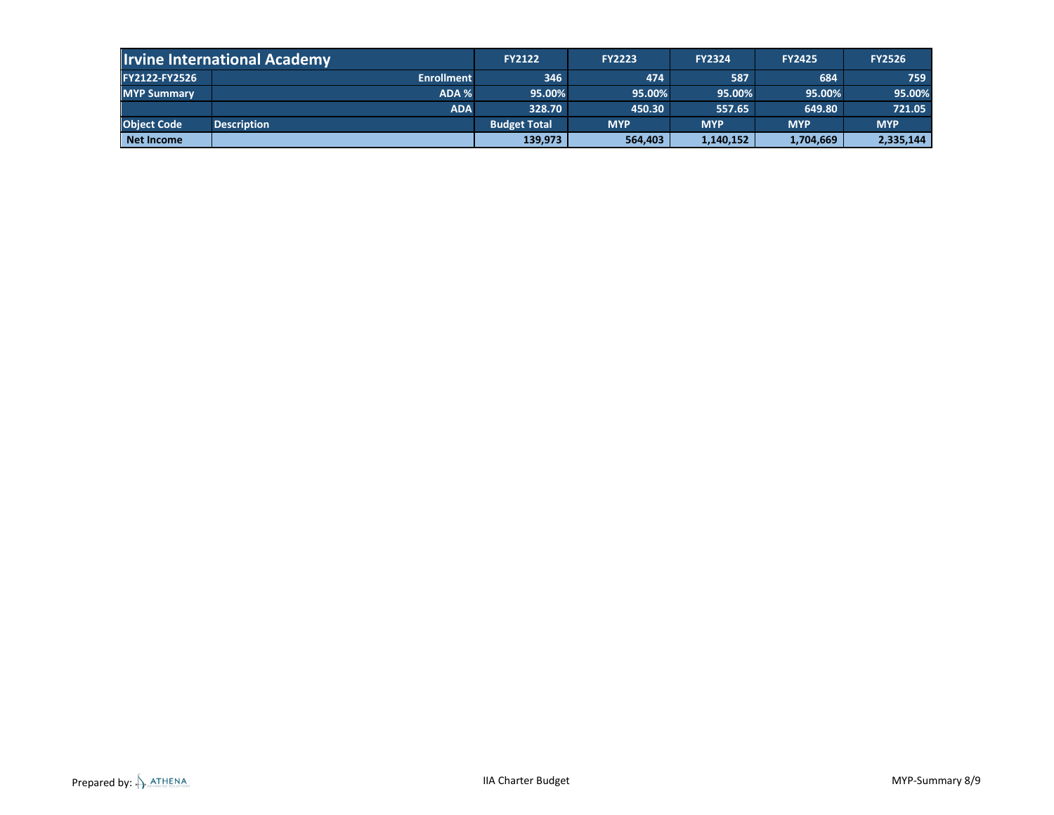| Irvine International Academy | | FY2122 | FY2223 | FY2324 | FY2425 | FY2526 |
|---|---|---|---|---|---|---|
| FY2122-FY2526 | Enrollment | 346 | 474 | 587 | 684 | 759 |
| MYP Summary | ADA % | 95.00% | 95.00% | 95.00% | 95.00% | 95.00% |
| | ADA | 328.70 | 450.30 | 557.65 | 649.80 | 721.05 |
| Object Code | Description | Budget Total | MYP | MYP | MYP | MYP |
| Net Income | | 139,973 | 564,403 | 1,140,152 | 1,704,669 | 2,335,144 |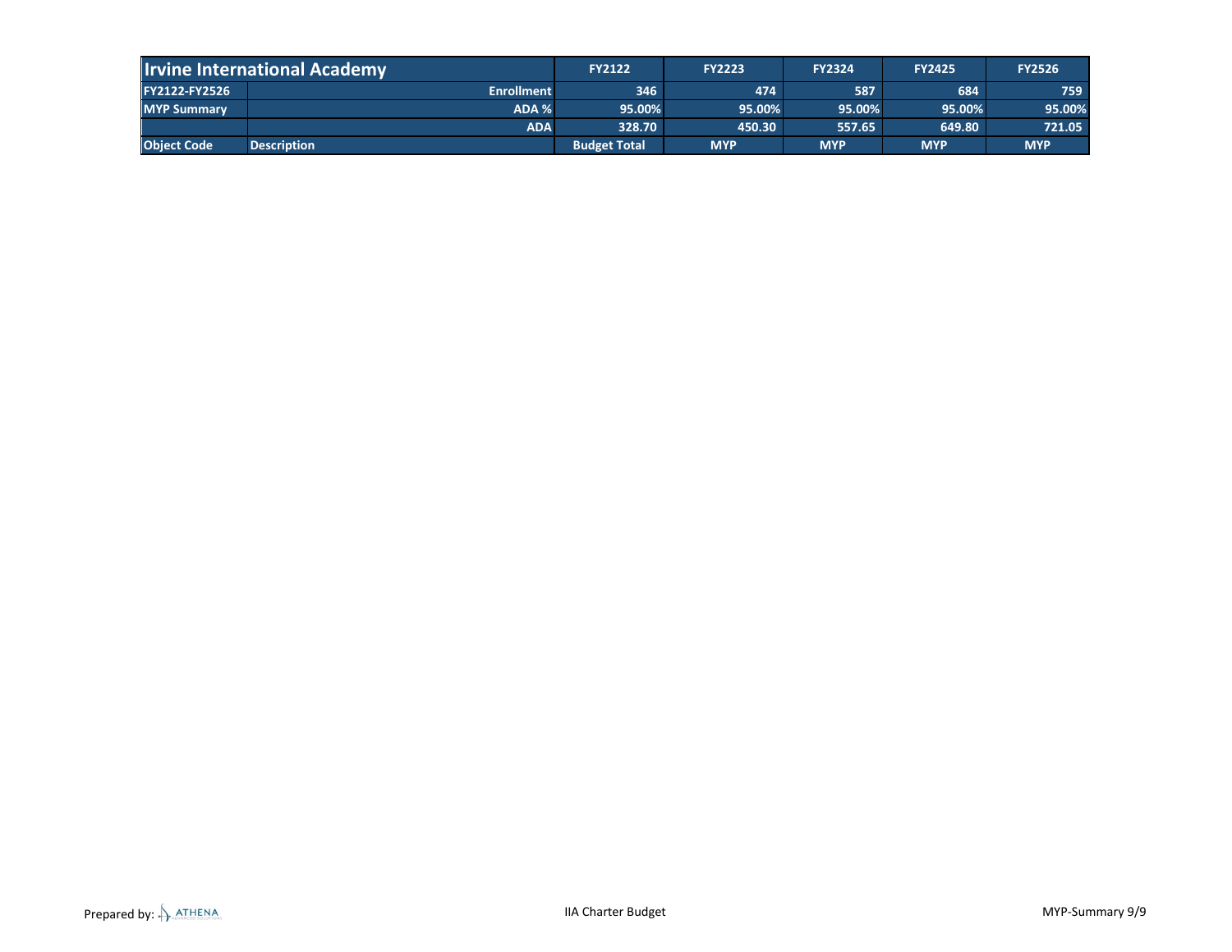| Irvine International Academy | | FY2122 | FY2223 | FY2324 | FY2425 | FY2526 |
|---|---|---|---|---|---|---|
| FY2122-FY2526 | Enrollment | 346 | 474 | 587 | 684 | 759 |
| MYP Summary | ADA % | 95.00% | 95.00% | 95.00% | 95.00% | 95.00% |
| | ADA | 328.70 | 450.30 | 557.65 | 649.80 | 721.05 |
| Object Code | Description | Budget Total | MYP | MYP | MYP | MYP |

Prepared by: ATHENA

IIA Charter Budget

MYP-Summary